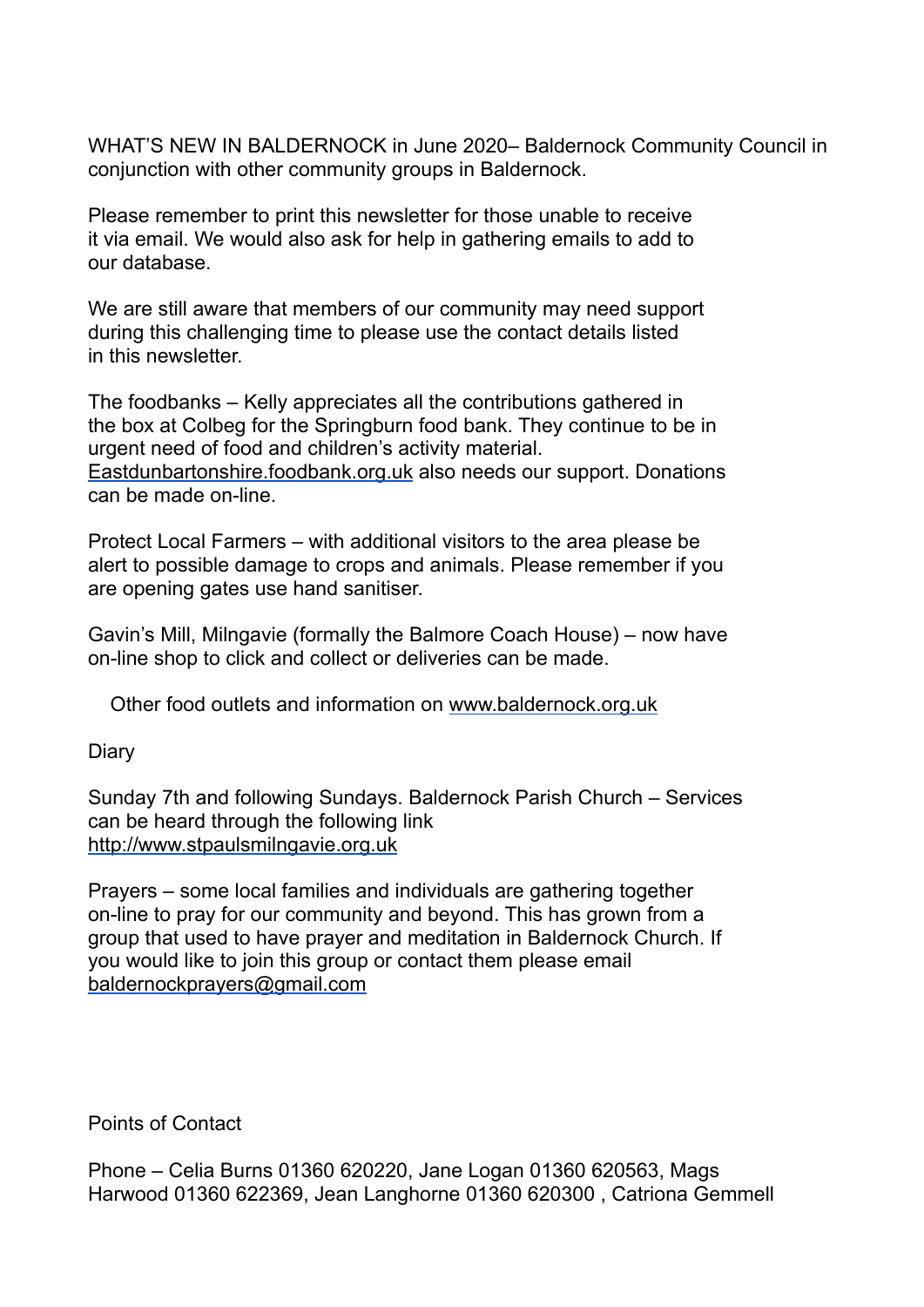WHAT'S NEW IN BALDERNOCK in June 2020– Baldernock Community Council in conjunction with other community groups in Baldernock.

Please remember to print this newsletter for those unable to receive it via email. We would also ask for help in gathering emails to add to our database.

We are still aware that members of our community may need support during this challenging time to please use the contact details listed in this newsletter.

The foodbanks – Kelly appreciates all the contributions gathered in the box at Colbeg for the Springburn food bank. They continue to be in urgent need of food and children's activity material. Eastdunbartonshire.foodbank.org.uk also needs our support. Donations can be made on-line.

Protect Local Farmers – with additional visitors to the area please be alert to possible damage to crops and animals. Please remember if you are opening gates use hand sanitiser.

Gavin's Mill, Milngavie (formally the Balmore Coach House) – now have on-line shop to click and collect or deliveries can be made.

Other food outlets and information on www.baldernock.org.uk

Diary

Sunday 7th and following Sundays. Baldernock Parish Church – Services can be heard through the following link http://www.stpaulsmilngavie.org.uk

Prayers – some local families and individuals are gathering together on-line to pray for our community and beyond. This has grown from a group that used to have prayer and meditation in Baldernock Church. If you would like to join this group or contact them please email baldernockprayers@gmail.com

Points of Contact

Phone – Celia Burns 01360 620220, Jane Logan 01360 620563, Mags Harwood 01360 622369, Jean Langhorne 01360 620300 , Catriona Gemmell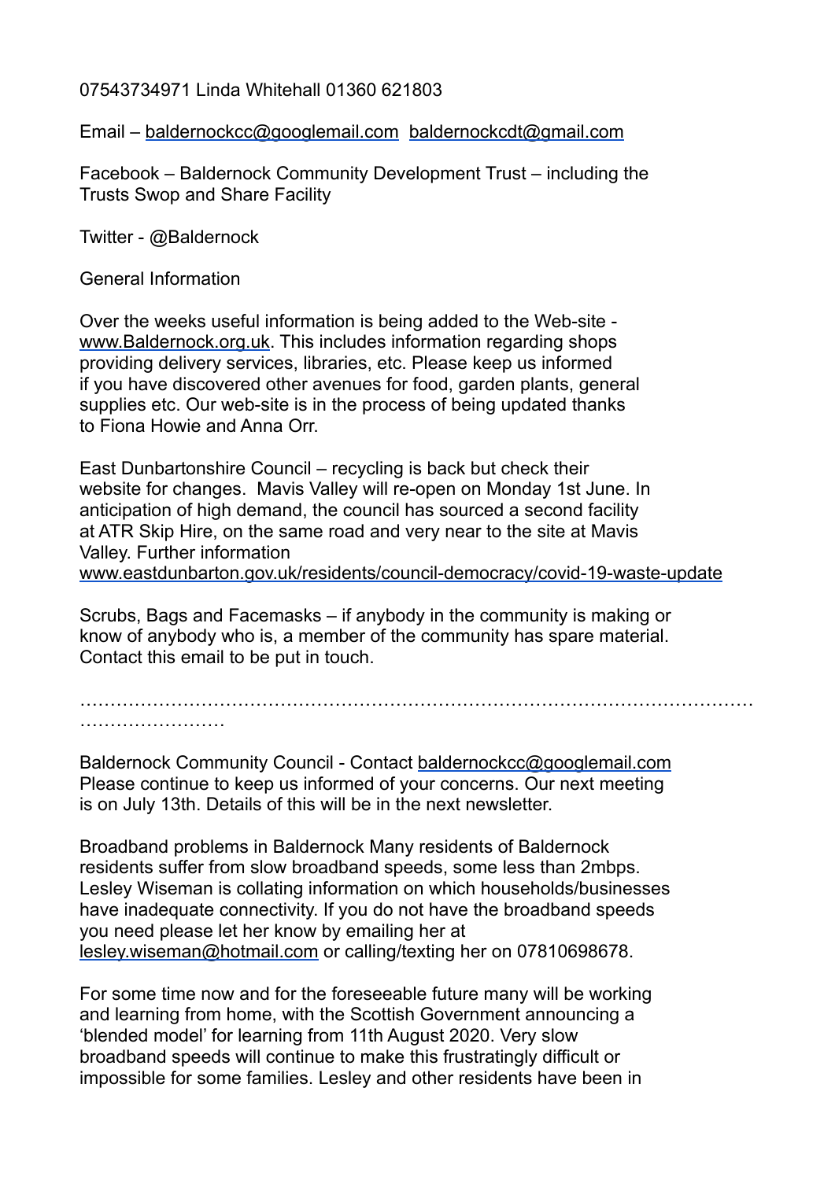07543734971 Linda Whitehall 01360 621803

Email – baldernockcc@googlemail.com  baldernockcdt@gmail.com

Facebook – Baldernock Community Development Trust – including the Trusts Swop and Share Facility

Twitter - @Baldernock

General Information

Over the weeks useful information is being added to the Web-site - www.Baldernock.org.uk. This includes information regarding shops providing delivery services, libraries, etc. Please keep us informed if you have discovered other avenues for food, garden plants, general supplies etc. Our web-site is in the process of being updated thanks to Fiona Howie and Anna Orr.

East Dunbartonshire Council – recycling is back but check their website for changes. Mavis Valley will re-open on Monday 1st June. In anticipation of high demand, the council has sourced a second facility at ATR Skip Hire, on the same road and very near to the site at Mavis Valley. Further information www.eastdunbarton.gov.uk/residents/council-democracy/covid-19-waste-update

Scrubs, Bags and Facemasks – if anybody in the community is making or know of anybody who is, a member of the community has spare material. Contact this email to be put in touch.

……………………………………………………………………………………………………………………

Baldernock Community Council - Contact baldernockcc@googlemail.com Please continue to keep us informed of your concerns. Our next meeting is on July 13th. Details of this will be in the next newsletter.

Broadband problems in Baldernock Many residents of Baldernock residents suffer from slow broadband speeds, some less than 2mbps. Lesley Wiseman is collating information on which households/businesses have inadequate connectivity. If you do not have the broadband speeds you need please let her know by emailing her at lesley.wiseman@hotmail.com or calling/texting her on 07810698678.

For some time now and for the foreseeable future many will be working and learning from home, with the Scottish Government announcing a 'blended model' for learning from 11th August 2020. Very slow broadband speeds will continue to make this frustratingly difficult or impossible for some families. Lesley and other residents have been in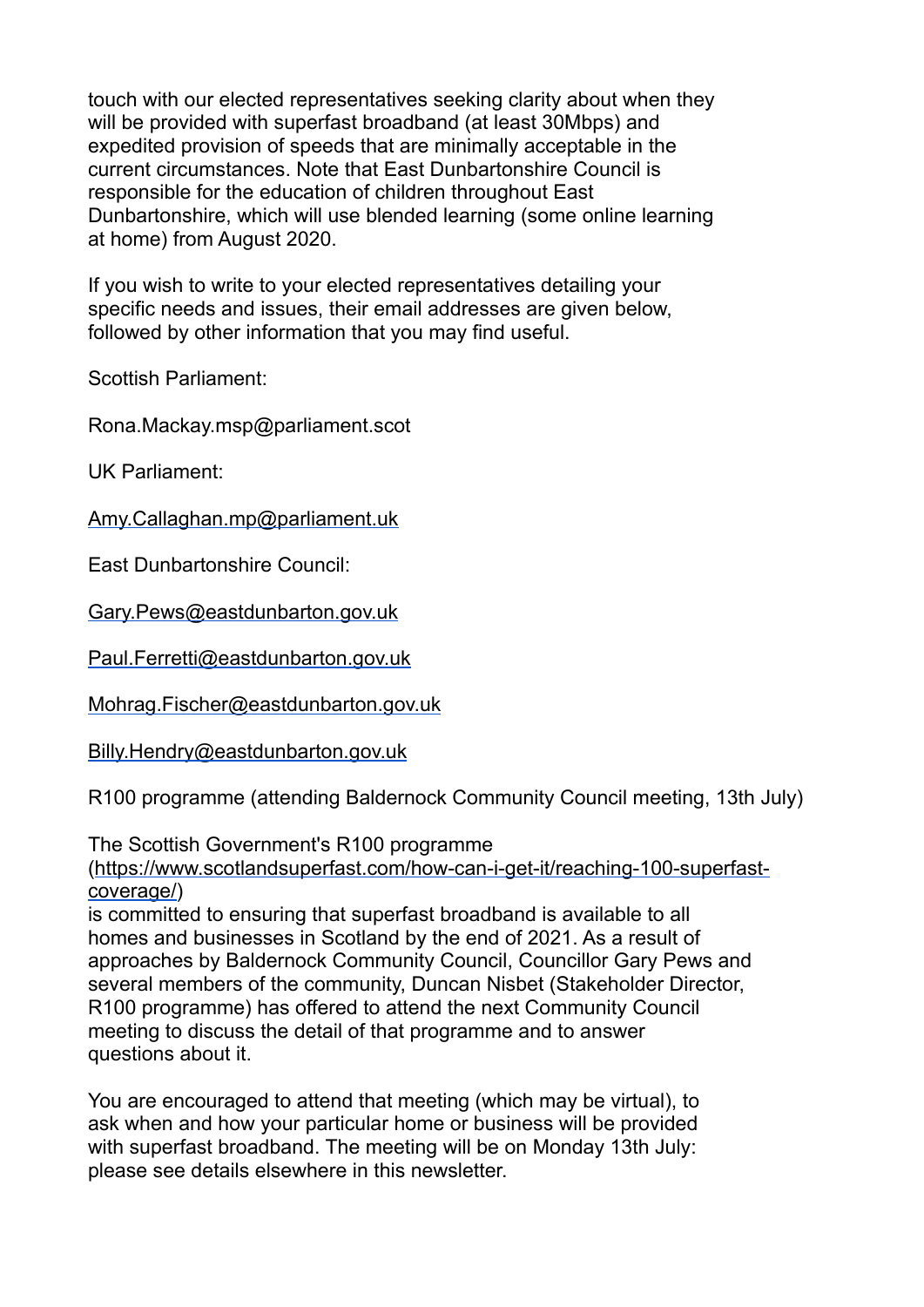touch with our elected representatives seeking clarity about when they will be provided with superfast broadband (at least 30Mbps) and expedited provision of speeds that are minimally acceptable in the current circumstances. Note that East Dunbartonshire Council is responsible for the education of children throughout East Dunbartonshire, which will use blended learning (some online learning at home) from August 2020.

If you wish to write to your elected representatives detailing your specific needs and issues, their email addresses are given below, followed by other information that you may find useful.

Scottish Parliament:

Rona.Mackay.msp@parliament.scot

UK Parliament:

Amy.Callaghan.mp@parliament.uk

East Dunbartonshire Council:

Gary.Pews@eastdunbarton.gov.uk

Paul.Ferretti@eastdunbarton.gov.uk

Mohrag.Fischer@eastdunbarton.gov.uk

Billy.Hendry@eastdunbarton.gov.uk

R100 programme (attending Baldernock Community Council meeting, 13th July)

The Scottish Government's R100 programme (https://www.scotlandsuperfast.com/how-can-i-get-it/reaching-100-superfast-coverage/) is committed to ensuring that superfast broadband is available to all homes and businesses in Scotland by the end of 2021. As a result of approaches by Baldernock Community Council, Councillor Gary Pews and several members of the community, Duncan Nisbet (Stakeholder Director, R100 programme) has offered to attend the next Community Council meeting to discuss the detail of that programme and to answer questions about it.

You are encouraged to attend that meeting (which may be virtual), to ask when and how your particular home or business will be provided with superfast broadband. The meeting will be on Monday 13th July: please see details elsewhere in this newsletter.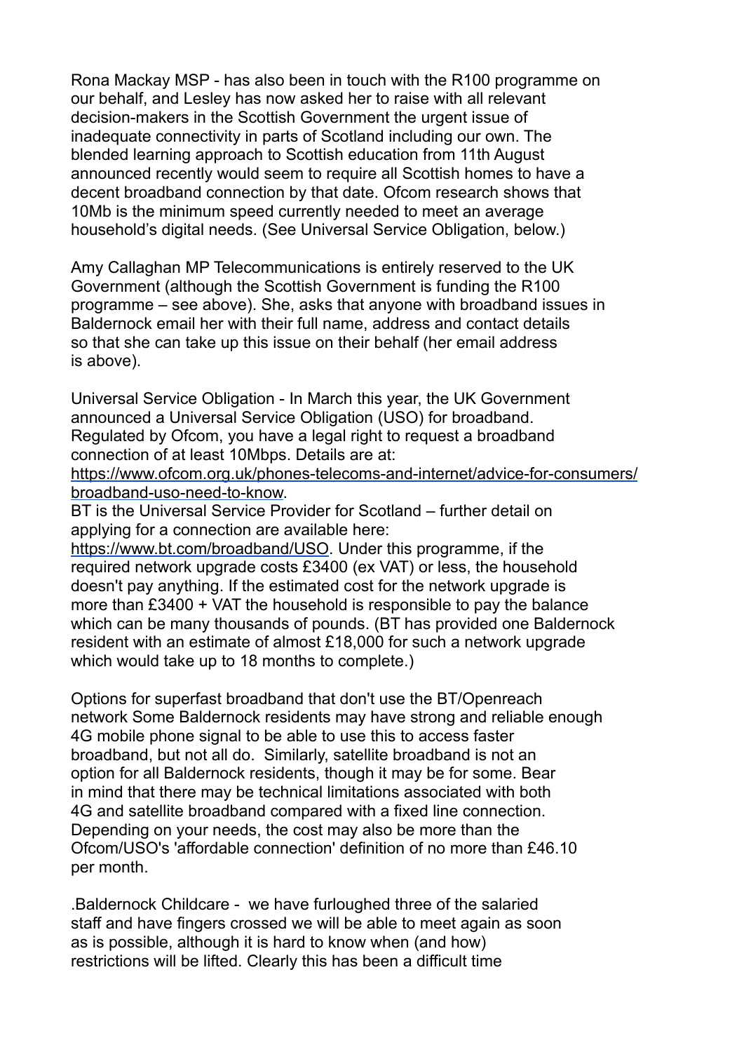Rona Mackay MSP - has also been in touch with the R100 programme on our behalf, and Lesley has now asked her to raise with all relevant decision-makers in the Scottish Government the urgent issue of inadequate connectivity in parts of Scotland including our own. The blended learning approach to Scottish education from 11th August announced recently would seem to require all Scottish homes to have a decent broadband connection by that date. Ofcom research shows that 10Mb is the minimum speed currently needed to meet an average household's digital needs. (See Universal Service Obligation, below.)

Amy Callaghan MP Telecommunications is entirely reserved to the UK Government (although the Scottish Government is funding the R100 programme – see above). She, asks that anyone with broadband issues in Baldernock email her with their full name, address and contact details so that she can take up this issue on their behalf (her email address is above).

Universal Service Obligation - In March this year, the UK Government announced a Universal Service Obligation (USO) for broadband. Regulated by Ofcom, you have a legal right to request a broadband connection of at least 10Mbps. Details are at: [https://www.ofcom.org.uk/phones-telecoms-and-internet/advice-for-consumers/broadband-uso-need-to-know](https://www.ofcom.org.uk/phones-telecoms-and-internet/advice-for-consumers/broadband-uso-need-to-know).
BT is the Universal Service Provider for Scotland – further detail on applying for a connection are available here: [https://www.bt.com/broadband/USO](https://www.bt.com/broadband/USO). Under this programme, if the required network upgrade costs £3400 (ex VAT) or less, the household doesn't pay anything. If the estimated cost for the network upgrade is more than £3400 + VAT the household is responsible to pay the balance which can be many thousands of pounds. (BT has provided one Baldernock resident with an estimate of almost £18,000 for such a network upgrade which would take up to 18 months to complete.)

Options for superfast broadband that don't use the BT/Openreach network Some Baldernock residents may have strong and reliable enough 4G mobile phone signal to be able to use this to access faster broadband, but not all do. Similarly, satellite broadband is not an option for all Baldernock residents, though it may be for some. Bear in mind that there may be technical limitations associated with both 4G and satellite broadband compared with a fixed line connection. Depending on your needs, the cost may also be more than the Ofcom/USO's 'affordable connection' definition of no more than £46.10 per month.

.Baldernock Childcare - we have furloughed three of the salaried staff and have fingers crossed we will be able to meet again as soon as is possible, although it is hard to know when (and how) restrictions will be lifted. Clearly this has been a difficult time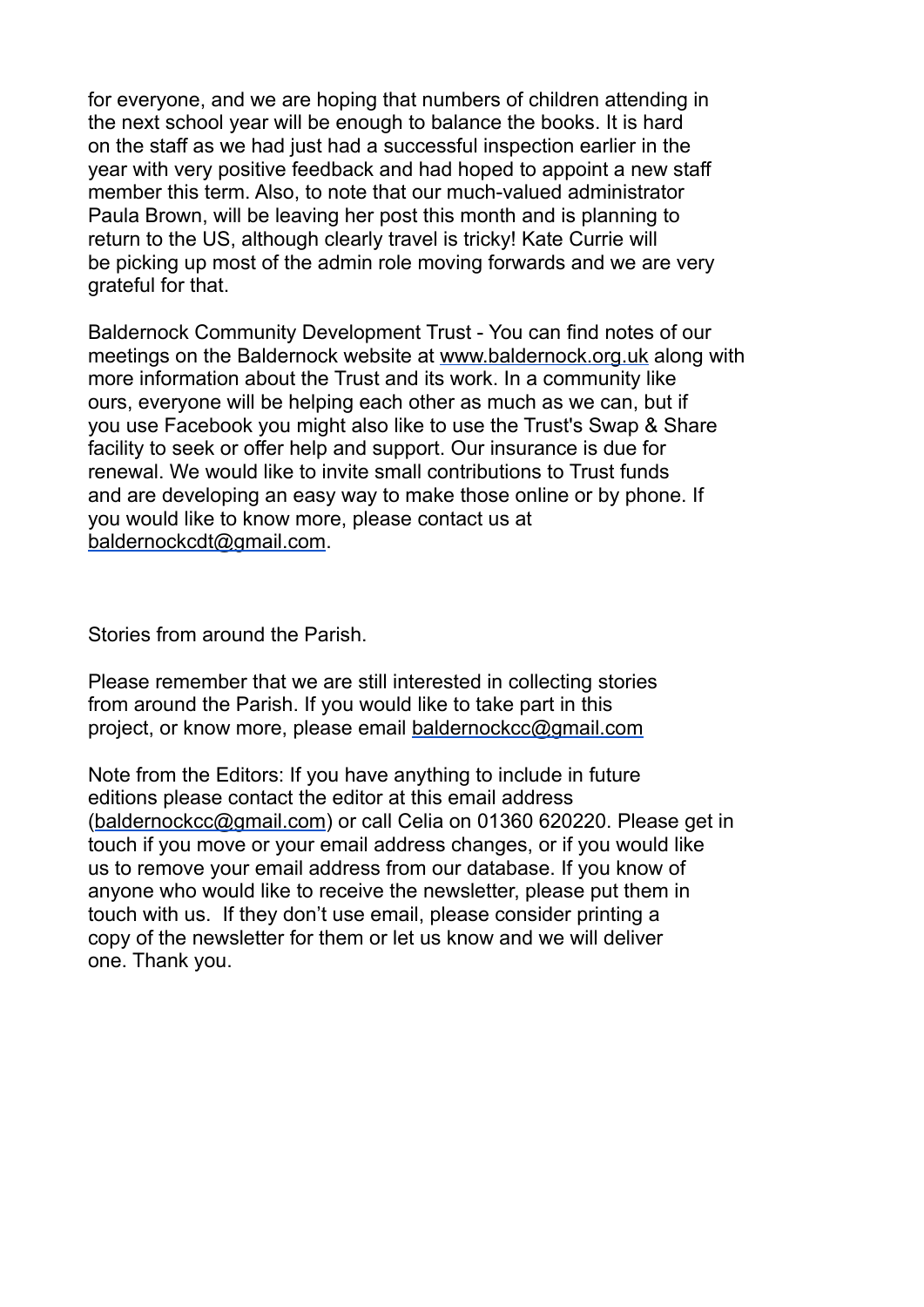for everyone, and we are hoping that numbers of children attending in the next school year will be enough to balance the books. It is hard on the staff as we had just had a successful inspection earlier in the year with very positive feedback and had hoped to appoint a new staff member this term. Also, to note that our much-valued administrator Paula Brown, will be leaving her post this month and is planning to return to the US, although clearly travel is tricky! Kate Currie will be picking up most of the admin role moving forwards and we are very grateful for that.

Baldernock Community Development Trust - You can find notes of our meetings on the Baldernock website at www.baldernock.org.uk along with more information about the Trust and its work. In a community like ours, everyone will be helping each other as much as we can, but if you use Facebook you might also like to use the Trust's Swap & Share facility to seek or offer help and support. Our insurance is due for renewal. We would like to invite small contributions to Trust funds and are developing an easy way to make those online or by phone. If you would like to know more, please contact us at baldernockcdt@gmail.com.

Stories from around the Parish.

Please remember that we are still interested in collecting stories from around the Parish. If you would like to take part in this project, or know more, please email baldernockcc@gmail.com

Note from the Editors: If you have anything to include in future editions please contact the editor at this email address (baldernockcc@gmail.com) or call Celia on 01360 620220. Please get in touch if you move or your email address changes, or if you would like us to remove your email address from our database. If you know of anyone who would like to receive the newsletter, please put them in touch with us. If they don't use email, please consider printing a copy of the newsletter for them or let us know and we will deliver one. Thank you.